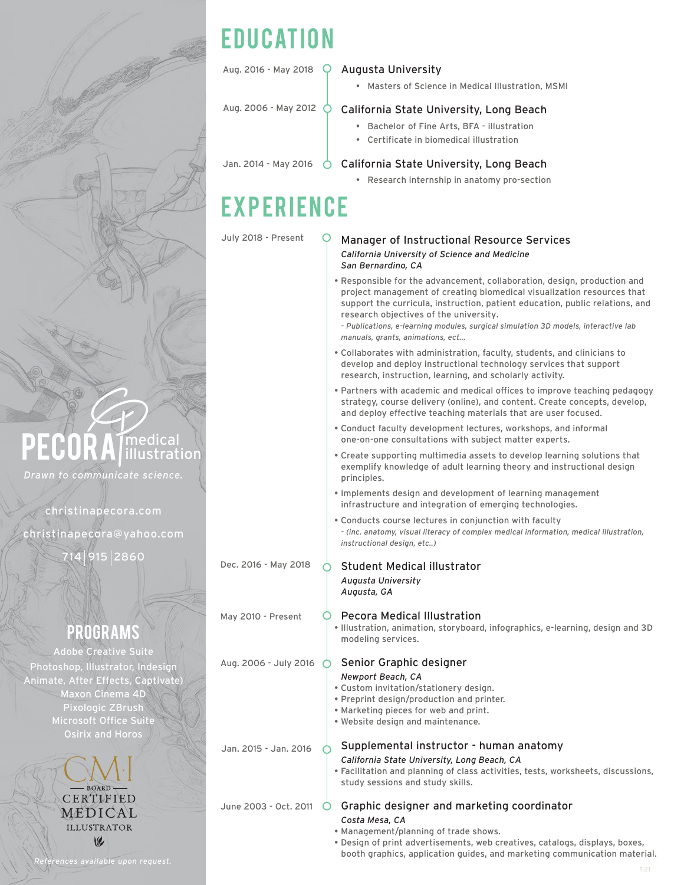# EDUCATION

Aug. 2016 - May 2018 — **Augusta University**
- Masters of Science in Medical Illustration, MSMI

Aug. 2006 - May 2012 — **California State University, Long Beach**
- Bachelor of Fine Arts, BFA - illustration
- Certificate in biomedical illustration

Jan. 2014 - May 2016 — **California State University, Long Beach**
- Research internship in anatomy pro-section

# EXPERIENCE

July 2018 - Present — **Manager of Instructional Resource Services**
*California University of Science and Medicine*
*San Bernardino, CA*
- Responsible for the advancement, collaboration, design, production and project management of creating biomedical visualization resources that support the curricula, instruction, patient education, public relations, and research objectives of the university.
  *- Publications, e-learning modules, surgical simulation 3D models, interactive lab manuals, grants, animations, ect...*
- Collaborates with administration, faculty, students, and clinicians to develop and deploy instructional technology services that support research, instruction, learning, and scholarly activity.
- Partners with academic and medical offices to improve teaching pedagogy strategy, course delivery (online), and content. Create concepts, develop, and deploy effective teaching materials that are user focused.
- Conduct faculty development lectures, workshops, and informal one-on-one consultations with subject matter experts.
- Create supporting multimedia assets to develop learning solutions that exemplify knowledge of adult learning theory and instructional design principles.
- Implements design and development of learning management infrastructure and integration of emerging technologies.
- Conducts course lectures in conjunction with faculty
  *- (inc. anatomy, visual literacy of complex medical information, medical illustration, instructional design, etc..)*

Dec. 2016 - May 2018 — **Student Medical illustrator**
*Augusta University*
*Augusta, GA*

May 2010 - Present — **Pecora Medical Illustration**
- Illustration, animation, storyboard, infographics, e-learning, design and 3D modeling services.

Aug. 2006 - July 2016 — **Senior Graphic designer**
*Newport Beach, CA*
- Custom invitation/stationery design.
- Preprint design/production and printer.
- Marketing pieces for web and print.
- Website design and maintenance.

Jan. 2015 - Jan. 2016 — **Supplemental instructor - human anatomy**
*California State University, Long Beach, CA*
- Facilitation and planning of class activities, tests, worksheets, discussions, study sessions and study skills.

June 2003 - Oct. 2011 — **Graphic designer and marketing coordinator**
*Costa Mesa, CA*
- Management/planning of trade shows.
- Design of print advertisements, web creatives, catalogs, displays, boxes, booth graphics, application guides, and marketing communication material.

---

**PECORA** medical illustration

*Drawn to communicate science.*

christinapecora.com
christinapecora@yahoo.com
714|915|2860

## PROGRAMS

Adobe Creative Suite
Photoshop, Illustrator, Indesign
Animate, After Effects, Captivate)
Maxon Cinema 4D
Pixologic ZBrush
Microsoft Office Suite
Osirix and Horos

CMI — BOARD CERTIFIED MEDICAL ILLUSTRATOR

*References available upon request.*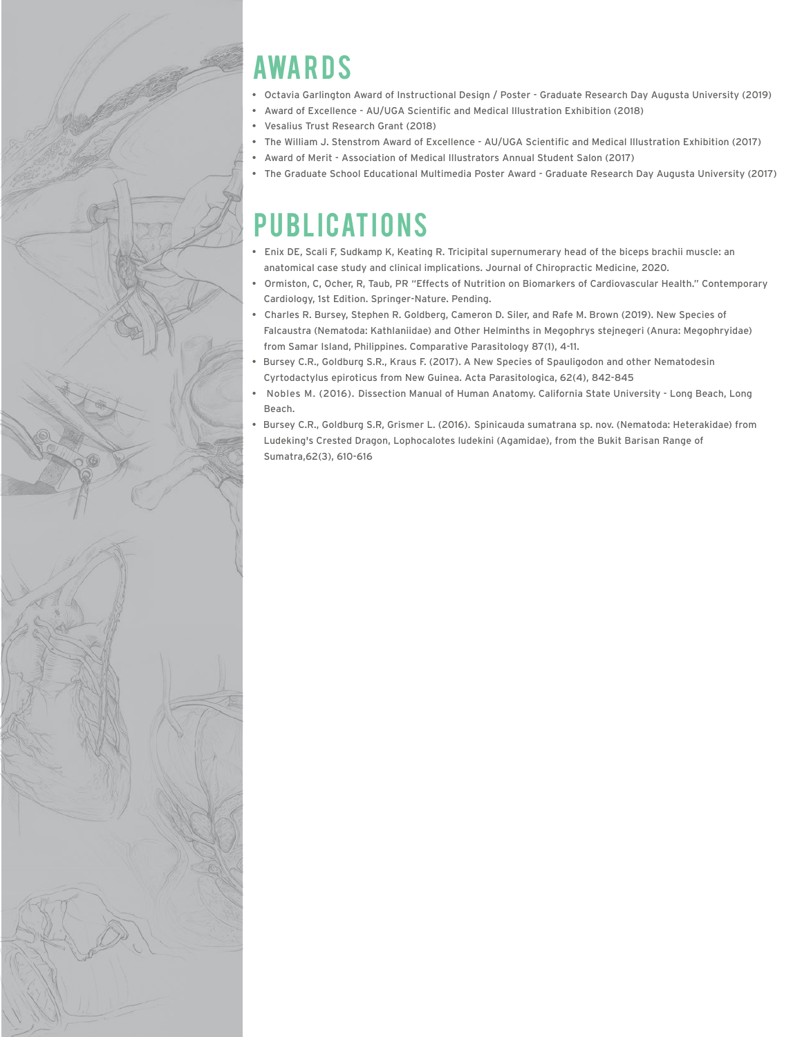# AWARDS

- Octavia Garlington Award of Instructional Design / Poster - Graduate Research Day Augusta University (2019)
- Award of Excellence - AU/UGA Scientific and Medical Illustration Exhibition (2018)
- Vesalius Trust Research Grant (2018)
- The William J. Stenstrom Award of Excellence - AU/UGA Scientific and Medical Illustration Exhibition (2017)
- Award of Merit - Association of Medical Illustrators Annual Student Salon (2017)
- The Graduate School Educational Multimedia Poster Award - Graduate Research Day Augusta University (2017)

# PUBLICATIONS

- Enix DE, Scali F, Sudkamp K, Keating R. Tricipital supernumerary head of the biceps brachii muscle: an anatomical case study and clinical implications. Journal of Chiropractic Medicine, 2020.
- Ormiston, C, Ocher, R, Taub, PR "Effects of Nutrition on Biomarkers of Cardiovascular Health." Contemporary Cardiology, 1st Edition. Springer-Nature. Pending.
- Charles R. Bursey, Stephen R. Goldberg, Cameron D. Siler, and Rafe M. Brown (2019). New Species of Falcaustra (Nematoda: Kathlaniidae) and Other Helminths in Megophrys stejnegeri (Anura: Megophryidae) from Samar Island, Philippines. Comparative Parasitology 87(1), 4-11.
- Bursey C.R., Goldburg S.R., Kraus F. (2017). A New Species of Spauligodon and other Nematodesin Cyrtodactylus epiroticus from New Guinea. Acta Parasitologica, 62(4), 842-845
- Nobles M. (2016). Dissection Manual of Human Anatomy. California State University - Long Beach, Long Beach.
- Bursey C.R., Goldburg S.R, Grismer L. (2016). Spinicauda sumatrana sp. nov. (Nematoda: Heterakidae) from Ludeking's Crested Dragon, Lophocalotes ludekini (Agamidae), from the Bukit Barisan Range of Sumatra,62(3), 610-616